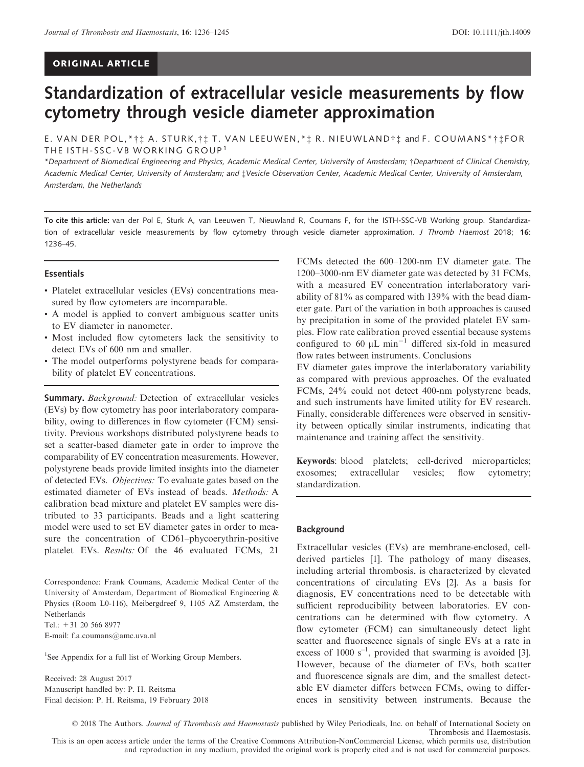## ORIGINAL ARTICLE

# Standardization of extracellular vesicle measurements by flow cytometry through vesicle diameter approximation

E. VAN DER POL,*†‡ A. STURK,†‡ T. VAN LEEUWEN,*‡ R. NIEUWLAND†‡ and F. COUMANS*†‡ FOR THE ISTH-SSC-VB WORKING GROUP[1]

*Department of Biomedical Engineering and Physics, Academic Medical Center, University of Amsterdam; †Department of Clinical Chemistry, Academic Medical Center, University of Amsterdam; and ‡Vesicle Observation Center, Academic Medical Center, University of Amsterdam, Amsterdam, the Netherlands

**To cite this article:** van der Pol E, Sturk A, van Leeuwen T, Nieuwland R, Coumans F, for the ISTH-SSC-VB Working group. Standardization of extracellular vesicle measurements by flow cytometry through vesicle diameter approximation. *J Thromb Haemost* 2018; **16**: 1236–45.

### Essentials

- Platelet extracellular vesicles (EVs) concentrations measured by flow cytometers are incomparable.
- A model is applied to convert ambiguous scatter units to EV diameter in nanometer.
- Most included flow cytometers lack the sensitivity to detect EVs of 600 nm and smaller.
- The model outperforms polystyrene beads for comparability of platelet EV concentrations.

**Summary.** *Background:* Detection of extracellular vesicles (EVs) by flow cytometry has poor interlaboratory comparability, owing to differences in flow cytometer (FCM) sensitivity. Previous workshops distributed polystyrene beads to set a scatter-based diameter gate in order to improve the comparability of EV concentration measurements. However, polystyrene beads provide limited insights into the diameter of detected EVs. *Objectives:* To evaluate gates based on the estimated diameter of EVs instead of beads. *Methods:* A calibration bead mixture and platelet EV samples were distributed to 33 participants. Beads and a light scattering model were used to set EV diameter gates in order to measure the concentration of CD61–phycoerythrin-positive platelet EVs. *Results:* Of the 46 evaluated FCMs, 21 FCMs detected the 600–1200-nm EV diameter gate. The 1200–3000-nm EV diameter gate was detected by 31 FCMs, with a measured EV concentration interlaboratory variability of 81% as compared with 139% with the bead diameter gate. Part of the variation in both approaches is caused by precipitation in some of the provided platelet EV samples. Flow rate calibration proved essential because systems configured to 60 μL min$^{-1}$ differed six-fold in measured flow rates between instruments. Conclusions

EV diameter gates improve the interlaboratory variability as compared with previous approaches. Of the evaluated FCMs, 24% could not detect 400-nm polystyrene beads, and such instruments have limited utility for EV research. Finally, considerable differences were observed in sensitivity between optically similar instruments, indicating that maintenance and training affect the sensitivity.

**Keywords**: blood platelets; cell-derived microparticles; exosomes; extracellular vesicles; flow cytometry; standardization.

Correspondence: Frank Coumans, Academic Medical Center of the University of Amsterdam, Department of Biomedical Engineering & Physics (Room L0-116), Meibergdreef 9, 1105 AZ Amsterdam, the Netherlands
Tel.: +31 20 566 8977
E-mail: f.a.coumans@amc.uva.nl

[1]See Appendix for a full list of Working Group Members.

Received: 28 August 2017
Manuscript handled by: P. H. Reitsma
Final decision: P. H. Reitsma, 19 February 2018

## Background

Extracellular vesicles (EVs) are membrane-enclosed, cell-derived particles [1]. The pathology of many diseases, including arterial thrombosis, is characterized by elevated concentrations of circulating EVs [2]. As a basis for diagnosis, EV concentrations need to be detectable with sufficient reproducibility between laboratories. EV concentrations can be determined with flow cytometry. A flow cytometer (FCM) can simultaneously detect light scatter and fluorescence signals of single EVs at a rate in excess of 1000 s$^{-1}$, provided that swarming is avoided [3]. However, because of the diameter of EVs, both scatter and fluorescence signals are dim, and the smallest detectable EV diameter differs between FCMs, owing to differences in sensitivity between instruments. Because the

© 2018 The Authors. *Journal of Thrombosis and Haemostasis* published by Wiley Periodicals, Inc. on behalf of International Society on Thrombosis and Haemostasis.
This is an open access article under the terms of the Creative Commons Attribution-NonCommercial License, which permits use, distribution and reproduction in any medium, provided the original work is properly cited and is not used for commercial purposes.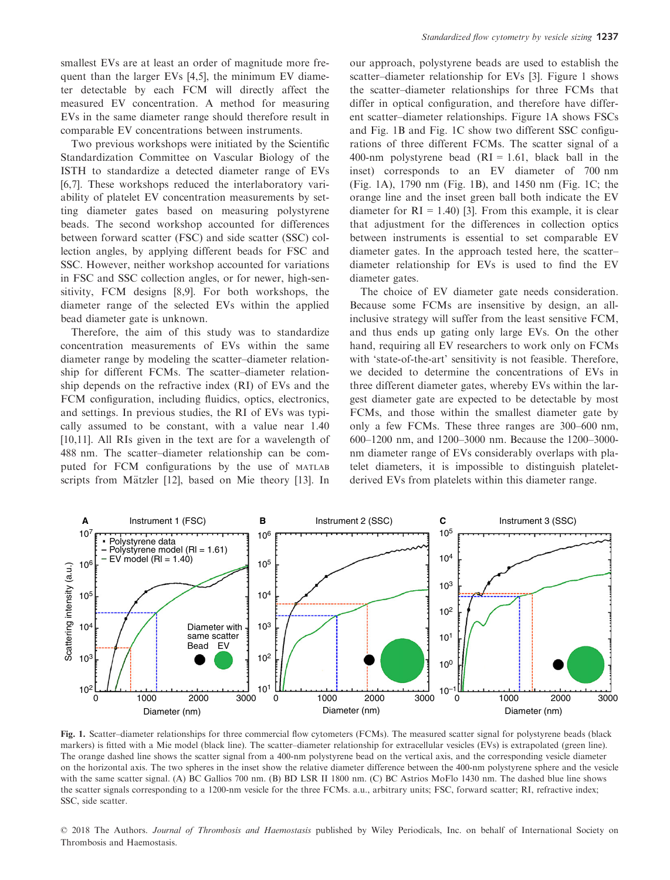smallest EVs are at least an order of magnitude more frequent than the larger EVs [4,5], the minimum EV diameter detectable by each FCM will directly affect the measured EV concentration. A method for measuring EVs in the same diameter range should therefore result in comparable EV concentrations between instruments.

Two previous workshops were initiated by the Scientific Standardization Committee on Vascular Biology of the ISTH to standardize a detected diameter range of EVs [6,7]. These workshops reduced the interlaboratory variability of platelet EV concentration measurements by setting diameter gates based on measuring polystyrene beads. The second workshop accounted for differences between forward scatter (FSC) and side scatter (SSC) collection angles, by applying different beads for FSC and SSC. However, neither workshop accounted for variations in FSC and SSC collection angles, or for newer, high-sensitivity, FCM designs [8,9]. For both workshops, the diameter range of the selected EVs within the applied bead diameter gate is unknown.

Therefore, the aim of this study was to standardize concentration measurements of EVs within the same diameter range by modeling the scatter–diameter relationship for different FCMs. The scatter–diameter relationship depends on the refractive index (RI) of EVs and the FCM configuration, including fluidics, optics, electronics, and settings. In previous studies, the RI of EVs was typically assumed to be constant, with a value near 1.40 [10,11]. All RIs given in the text are for a wavelength of 488 nm. The scatter–diameter relationship can be computed for FCM configurations by the use of MATLAB scripts from Mätzler [12], based on Mie theory [13]. In our approach, polystyrene beads are used to establish the scatter–diameter relationship for EVs [3]. Figure 1 shows the scatter–diameter relationships for three FCMs that differ in optical configuration, and therefore have different scatter–diameter relationships. Figure 1A shows FSCs and Fig. 1B and Fig. 1C show two different SSC configurations of three different FCMs. The scatter signal of a 400-nm polystyrene bead (RI = 1.61, black ball in the inset) corresponds to an EV diameter of 700 nm (Fig. 1A), 1790 nm (Fig. 1B), and 1450 nm (Fig. 1C; the orange line and the inset green ball both indicate the EV diameter for RI = 1.40) [3]. From this example, it is clear that adjustment for the differences in collection optics between instruments is essential to set comparable EV diameter gates. In the approach tested here, the scatter–diameter relationship for EVs is used to find the EV diameter gates.

The choice of EV diameter gate needs consideration. Because some FCMs are insensitive by design, an all-inclusive strategy will suffer from the least sensitive FCM, and thus ends up gating only large EVs. On the other hand, requiring all EV researchers to work only on FCMs with 'state-of-the-art' sensitivity is not feasible. Therefore, we decided to determine the concentrations of EVs in three different diameter gates, whereby EVs within the largest diameter gate are expected to be detectable by most FCMs, and those within the smallest diameter gate by only a few FCMs. These three ranges are 300–600 nm, 600–1200 nm, and 1200–3000 nm. Because the 1200–3000-nm diameter range of EVs considerably overlaps with platelet diameters, it is impossible to distinguish platelet-derived EVs from platelets within this diameter range.

**Fig. 1.** Scatter–diameter relationships for three commercial flow cytometers (FCMs). The measured scatter signal for polystyrene beads (black markers) is fitted with a Mie model (black line). The scatter–diameter relationship for extracellular vesicles (EVs) is extrapolated (green line). The orange dashed line shows the scatter signal from a 400-nm polystyrene bead on the vertical axis, and the corresponding vesicle diameter on the horizontal axis. The two spheres in the inset show the relative diameter difference between the 400-nm polystyrene sphere and the vesicle with the same scatter signal. (A) BC Gallios 700 nm. (B) BD LSR II 1800 nm. (C) BC Astrios MoFlo 1430 nm. The dashed blue line shows the scatter signals corresponding to a 1200-nm vesicle for the three FCMs. a.u., arbitrary units; FSC, forward scatter; RI, refractive index; SSC, side scatter.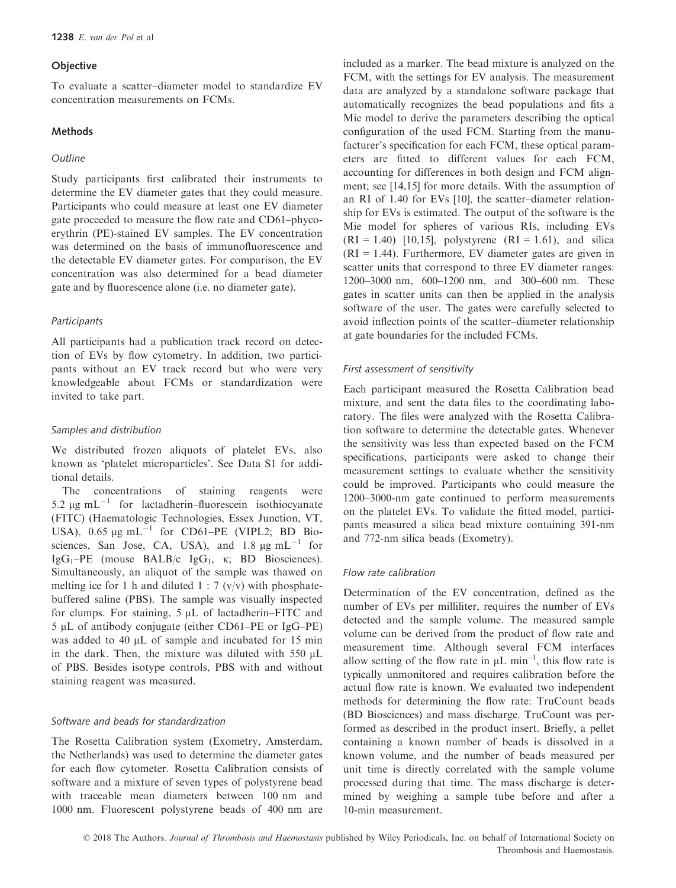## Objective

To evaluate a scatter–diameter model to standardize EV concentration measurements on FCMs.

## Methods

### Outline

Study participants first calibrated their instruments to determine the EV diameter gates that they could measure. Participants who could measure at least one EV diameter gate proceeded to measure the flow rate and CD61–phycoerythrin (PE)-stained EV samples. The EV concentration was determined on the basis of immunofluorescence and the detectable EV diameter gates. For comparison, the EV concentration was also determined for a bead diameter gate and by fluorescence alone (i.e. no diameter gate).

### Participants

All participants had a publication track record on detection of EVs by flow cytometry. In addition, two participants without an EV track record but who were very knowledgeable about FCMs or standardization were invited to take part.

### Samples and distribution

We distributed frozen aliquots of platelet EVs, also known as 'platelet microparticles'. See Data S1 for additional details.

The concentrations of staining reagents were 5.2 μg $mL^{-1}$ for lactadherin–fluorescein isothiocyanate (FITC) (Haematologic Technologies, Essex Junction, VT, USA), 0.65 μg $mL^{-1}$ for CD61–PE (VIPL2; BD Biosciences, San Jose, CA, USA), and 1.8 μg $mL^{-1}$ for $IgG_1$–PE (mouse BALB/c $IgG_1$, κ; BD Biosciences). Simultaneously, an aliquot of the sample was thawed on melting ice for 1 h and diluted 1 : 7 (v/v) with phosphate-buffered saline (PBS). The sample was visually inspected for clumps. For staining, 5 μL of lactadherin–FITC and 5 μL of antibody conjugate (either CD61–PE or IgG–PE) was added to 40 μL of sample and incubated for 15 min in the dark. Then, the mixture was diluted with 550 μL of PBS. Besides isotype controls, PBS with and without staining reagent was measured.

### Software and beads for standardization

The Rosetta Calibration system (Exometry, Amsterdam, the Netherlands) was used to determine the diameter gates for each flow cytometer. Rosetta Calibration consists of software and a mixture of seven types of polystyrene bead with traceable mean diameters between 100 nm and 1000 nm. Fluorescent polystyrene beads of 400 nm are included as a marker. The bead mixture is analyzed on the FCM, with the settings for EV analysis. The measurement data are analyzed by a standalone software package that automatically recognizes the bead populations and fits a Mie model to derive the parameters describing the optical configuration of the used FCM. Starting from the manufacturer's specification for each FCM, these optical parameters are fitted to different values for each FCM, accounting for differences in both design and FCM alignment; see [14,15] for more details. With the assumption of an RI of 1.40 for EVs [10], the scatter–diameter relationship for EVs is estimated. The output of the software is the Mie model for spheres of various RIs, including EVs (RI = 1.40) [10,15], polystyrene (RI = 1.61), and silica (RI = 1.44). Furthermore, EV diameter gates are given in scatter units that correspond to three EV diameter ranges: 1200–3000 nm, 600–1200 nm, and 300–600 nm. These gates in scatter units can then be applied in the analysis software of the user. The gates were carefully selected to avoid inflection points of the scatter–diameter relationship at gate boundaries for the included FCMs.

### First assessment of sensitivity

Each participant measured the Rosetta Calibration bead mixture, and sent the data files to the coordinating laboratory. The files were analyzed with the Rosetta Calibration software to determine the detectable gates. Whenever the sensitivity was less than expected based on the FCM specifications, participants were asked to change their measurement settings to evaluate whether the sensitivity could be improved. Participants who could measure the 1200–3000-nm gate continued to perform measurements on the platelet EVs. To validate the fitted model, participants measured a silica bead mixture containing 391-nm and 772-nm silica beads (Exometry).

### Flow rate calibration

Determination of the EV concentration, defined as the number of EVs per milliliter, requires the number of EVs detected and the sample volume. The measured sample volume can be derived from the product of flow rate and measurement time. Although several FCM interfaces allow setting of the flow rate in μL $min^{-1}$, this flow rate is typically unmonitored and requires calibration before the actual flow rate is known. We evaluated two independent methods for determining the flow rate: TruCount beads (BD Biosciences) and mass discharge. TruCount was performed as described in the product insert. Briefly, a pellet containing a known number of beads is dissolved in a known volume, and the number of beads measured per unit time is directly correlated with the sample volume processed during that time. The mass discharge is determined by weighing a sample tube before and after a 10-min measurement.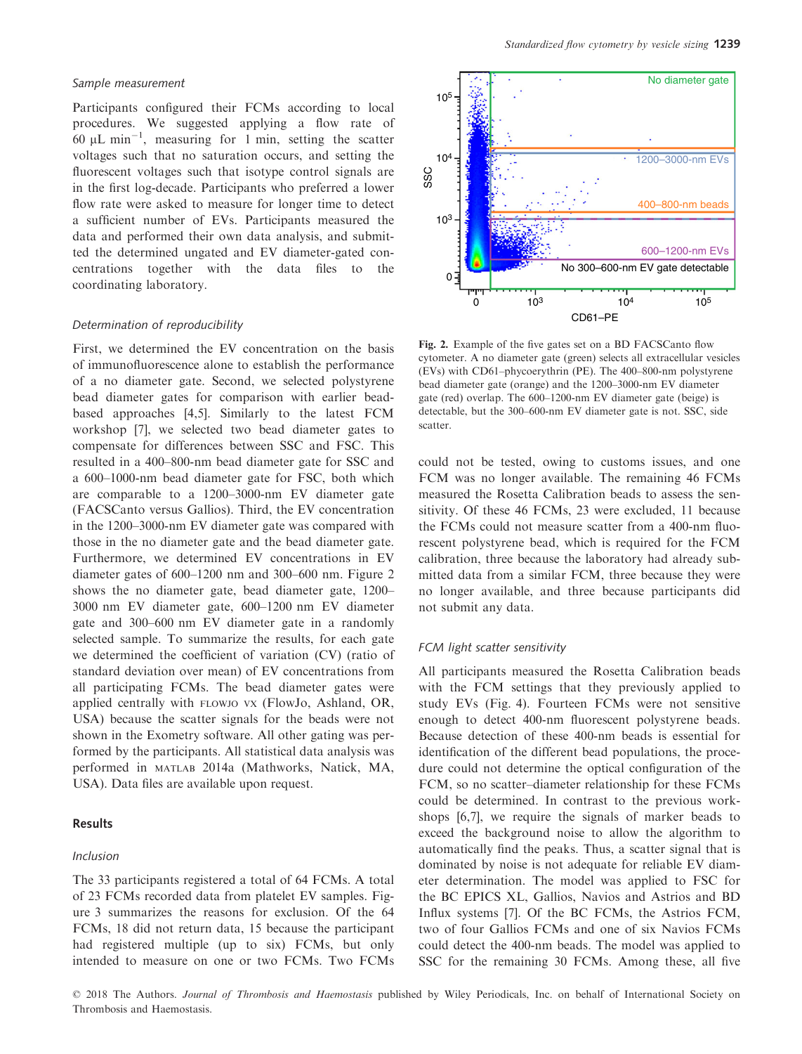*Sample measurement*

Participants configured their FCMs according to local procedures. We suggested applying a flow rate of 60 μL $min^{-1}$, measuring for 1 min, setting the scatter voltages such that no saturation occurs, and setting the fluorescent voltages such that isotype control signals are in the first log-decade. Participants who preferred a lower flow rate were asked to measure for longer time to detect a sufficient number of EVs. Participants measured the data and performed their own data analysis, and submitted the determined ungated and EV diameter-gated concentrations together with the data files to the coordinating laboratory.

*Determination of reproducibility*

First, we determined the EV concentration on the basis of immunofluorescence alone to establish the performance of a no diameter gate. Second, we selected polystyrene bead diameter gates for comparison with earlier bead-based approaches [4,5]. Similarly to the latest FCM workshop [7], we selected two bead diameter gates to compensate for differences between SSC and FSC. This resulted in a 400–800-nm bead diameter gate for SSC and a 600–1000-nm bead diameter gate for FSC, both which are comparable to a 1200–3000-nm EV diameter gate (FACSCanto versus Gallios). Third, the EV concentration in the 1200–3000-nm EV diameter gate was compared with those in the no diameter gate and the bead diameter gate. Furthermore, we determined EV concentrations in EV diameter gates of 600–1200 nm and 300–600 nm. Figure 2 shows the no diameter gate, bead diameter gate, 1200–3000 nm EV diameter gate, 600–1200 nm EV diameter gate and 300–600 nm EV diameter gate in a randomly selected sample. To summarize the results, for each gate we determined the coefficient of variation (CV) (ratio of standard deviation over mean) of EV concentrations from all participating FCMs. The bead diameter gates were applied centrally with FLOWJO VX (FlowJo, Ashland, OR, USA) because the scatter signals for the beads were not shown in the Exometry software. All other gating was performed by the participants. All statistical data analysis was performed in MATLAB 2014a (Mathworks, Natick, MA, USA). Data files are available upon request.

## Results

*Inclusion*

The 33 participants registered a total of 64 FCMs. A total of 23 FCMs recorded data from platelet EV samples. Figure 3 summarizes the reasons for exclusion. Of the 64 FCMs, 18 did not return data, 15 because the participant had registered multiple (up to six) FCMs, but only intended to measure on one or two FCMs. Two FCMs could not be tested, owing to customs issues, and one FCM was no longer available. The remaining 46 FCMs measured the Rosetta Calibration beads to assess the sensitivity. Of these 46 FCMs, 23 were excluded, 11 because the FCMs could not measure scatter from a 400-nm fluorescent polystyrene bead, which is required for the FCM calibration, three because the laboratory had already submitted data from a similar FCM, three because they were no longer available, and three because participants did not submit any data.

Fig. 2. Example of the five gates set on a BD FACSCanto flow cytometer. A no diameter gate (green) selects all extracellular vesicles (EVs) with CD61–phycoerythrin (PE). The 400–800-nm polystyrene bead diameter gate (orange) and the 1200–3000-nm EV diameter gate (red) overlap. The 600–1200-nm EV diameter gate (beige) is detectable, but the 300–600-nm EV diameter gate is not. SSC, side scatter.

*FCM light scatter sensitivity*

All participants measured the Rosetta Calibration beads with the FCM settings that they previously applied to study EVs (Fig. 4). Fourteen FCMs were not sensitive enough to detect 400-nm fluorescent polystyrene beads. Because detection of these 400-nm beads is essential for identification of the different bead populations, the procedure could not determine the optical configuration of the FCM, so no scatter–diameter relationship for these FCMs could be determined. In contrast to the previous workshops [6,7], we require the signals of marker beads to exceed the background noise to allow the algorithm to automatically find the peaks. Thus, a scatter signal that is dominated by noise is not adequate for reliable EV diameter determination. The model was applied to FSC for the BC EPICS XL, Gallios, Navios and Astrios and BD Influx systems [7]. Of the BC FCMs, the Astrios FCM, two of four Gallios FCMs and one of six Navios FCMs could detect the 400-nm beads. The model was applied to SSC for the remaining 30 FCMs. Among these, all five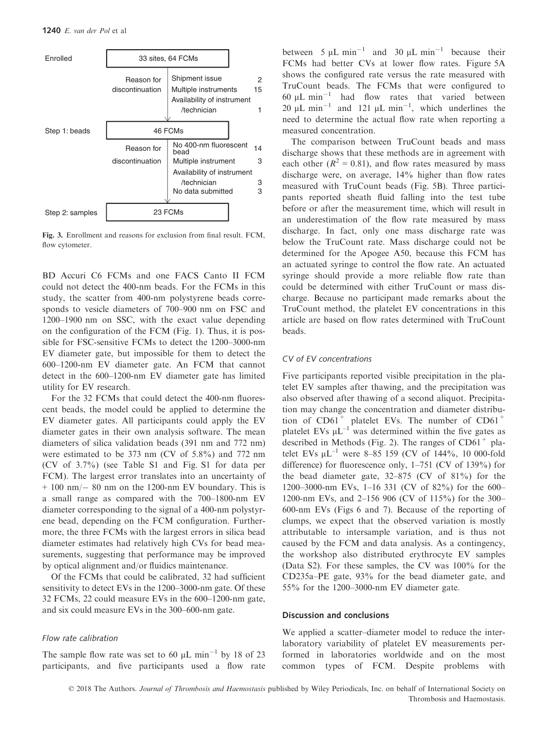| | | |
|---|---|---|
| Enrolled | 33 sites, 64 FCMs | |
| Reason for discontinuation | Shipment issue | 2 |
| | Multiple instruments | 15 |
| | Availability of instrument /technician | 1 |
| Step 1: beads | 46 FCMs | |
| Reason for discontinuation | No 400-nm fluorescent bead | 14 |
| | Multiple instrument | 3 |
| | Availability of instrument /technician | 3 |
| | No data submitted | 3 |
| Step 2: samples | 23 FCMs | |

**Fig. 3.** Enrollment and reasons for exclusion from final result. FCM, flow cytometer.

BD Accuri C6 FCMs and one FACS Canto II FCM could not detect the 400-nm beads. For the FCMs in this study, the scatter from 400-nm polystyrene beads corresponds to vesicle diameters of 700–900 nm on FSC and 1200–1900 nm on SSC, with the exact value depending on the configuration of the FCM (Fig. 1). Thus, it is possible for FSC-sensitive FCMs to detect the 1200–3000-nm EV diameter gate, but impossible for them to detect the 600–1200-nm EV diameter gate. An FCM that cannot detect in the 600–1200-nm EV diameter gate has limited utility for EV research.

For the 32 FCMs that could detect the 400-nm fluorescent beads, the model could be applied to determine the EV diameter gates. All participants could apply the EV diameter gates in their own analysis software. The mean diameters of silica validation beads (391 nm and 772 nm) were estimated to be 373 nm (CV of 5.8%) and 772 nm (CV of 3.7%) (see Table S1 and Fig. S1 for data per FCM). The largest error translates into an uncertainty of + 100 nm/− 80 nm on the 1200-nm EV boundary. This is a small range as compared with the 700–1800-nm EV diameter corresponding to the signal of a 400-nm polystyrene bead, depending on the FCM configuration. Furthermore, the three FCMs with the largest errors in silica bead diameter estimates had relatively high CVs for bead measurements, suggesting that performance may be improved by optical alignment and/or fluidics maintenance.

Of the FCMs that could be calibrated, 32 had sufficient sensitivity to detect EVs in the 1200–3000-nm gate. Of these 32 FCMs, 22 could measure EVs in the 600–1200-nm gate, and six could measure EVs in the 300–600-nm gate.

### *Flow rate calibration*

The sample flow rate was set to 60 μL $min^{-1}$ by 18 of 23 participants, and five participants used a flow rate between 5 μL $min^{-1}$ and 30 μL $min^{-1}$ because their FCMs had better CVs at lower flow rates. Figure 5A shows the configured rate versus the rate measured with TruCount beads. The FCMs that were configured to 60 μL $min^{-1}$ had flow rates that varied between 20 μL $min^{-1}$ and 121 μL $min^{-1}$, which underlines the need to determine the actual flow rate when reporting a measured concentration.

The comparison between TruCount beads and mass discharge shows that these methods are in agreement with each other ($R^2 = 0.81$), and flow rates measured by mass discharge were, on average, 14% higher than flow rates measured with TruCount beads (Fig. 5B). Three participants reported sheath fluid falling into the test tube before or after the measurement time, which will result in an underestimation of the flow rate measured by mass discharge. In fact, only one mass discharge rate was below the TruCount rate. Mass discharge could not be determined for the Apogee A50, because this FCM has an actuated syringe to control the flow rate. An actuated syringe should provide a more reliable flow rate than could be determined with either TruCount or mass discharge. Because no participant made remarks about the TruCount method, the platelet EV concentrations in this article are based on flow rates determined with TruCount beads.

### *CV of EV concentrations*

Five participants reported visible precipitation in the platelet EV samples after thawing, and the precipitation was also observed after thawing of a second aliquot. Precipitation may change the concentration and diameter distribution of $CD61^+$ platelet EVs. The number of $CD61^+$ platelet EVs μ$L^{-1}$ was determined within the five gates as described in Methods (Fig. 2). The ranges of $CD61^+$ platelet EVs μ$L^{-1}$ were 8–85 159 (CV of 144%, 10 000-fold difference) for fluorescence only, 1–751 (CV of 139%) for the bead diameter gate, 32–875 (CV of 81%) for the 1200–3000-nm EVs, 1–16 331 (CV of 82%) for the 600–1200-nm EVs, and 2–156 906 (CV of 115%) for the 300–600-nm EVs (Figs 6 and 7). Because of the reporting of clumps, we expect that the observed variation is mostly attributable to intersample variation, and is thus not caused by the FCM and data analysis. As a contingency, the workshop also distributed erythrocyte EV samples (Data S2). For these samples, the CV was 100% for the CD235a–PE gate, 93% for the bead diameter gate, and 55% for the 1200–3000-nm EV diameter gate.

## Discussion and conclusions

We applied a scatter–diameter model to reduce the interlaboratory variability of platelet EV measurements performed in laboratories worldwide and on the most common types of FCM. Despite problems with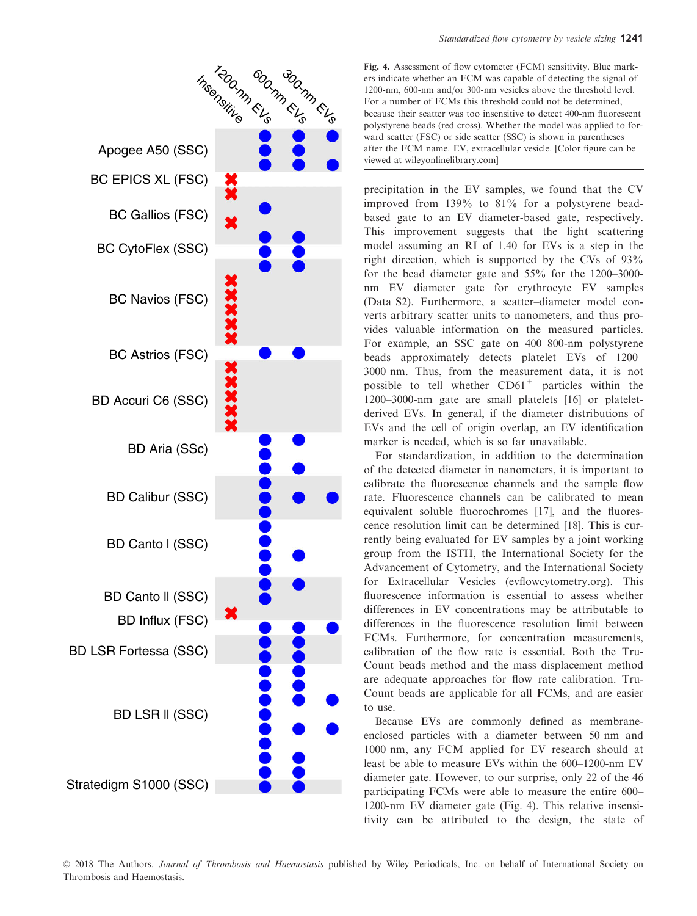Fig. 4. Assessment of flow cytometer (FCM) sensitivity. Blue markers indicate whether an FCM was capable of detecting the signal of 1200-nm, 600-nm and/or 300-nm vesicles above the threshold level. For a number of FCMs this threshold could not be determined, because their scatter was too insensitive to detect 400-nm fluorescent polystyrene beads (red cross). Whether the model was applied to forward scatter (FSC) or side scatter (SSC) is shown in parentheses after the FCM name. EV, extracellular vesicle. [Color figure can be viewed at wileyonlinelibrary.com]

precipitation in the EV samples, we found that the CV improved from 139% to 81% for a polystyrene bead-based gate to an EV diameter-based gate, respectively. This improvement suggests that the light scattering model assuming an RI of 1.40 for EVs is a step in the right direction, which is supported by the CVs of 93% for the bead diameter gate and 55% for the 1200–3000-nm EV diameter gate for erythrocyte EV samples (Data S2). Furthermore, a scatter–diameter model converts arbitrary scatter units to nanometers, and thus provides valuable information on the measured particles. For example, an SSC gate on 400–800-nm polystyrene beads approximately detects platelet EVs of 1200–3000 nm. Thus, from the measurement data, it is not possible to tell whether $CD61^+$ particles within the 1200–3000-nm gate are small platelets [16] or platelet-derived EVs. In general, if the diameter distributions of EVs and the cell of origin overlap, an EV identification marker is needed, which is so far unavailable.

For standardization, in addition to the determination of the detected diameter in nanometers, it is important to calibrate the fluorescence channels and the sample flow rate. Fluorescence channels can be calibrated to mean equivalent soluble fluorochromes [17], and the fluorescence resolution limit can be determined [18]. This is currently being evaluated for EV samples by a joint working group from the ISTH, the International Society for the Advancement of Cytometry, and the International Society for Extracellular Vesicles (evflowcytometry.org). This fluorescence information is essential to assess whether differences in EV concentrations may be attributable to differences in the fluorescence resolution limit between FCMs. Furthermore, for concentration measurements, calibration of the flow rate is essential. Both the TruCount beads method and the mass displacement method are adequate approaches for flow rate calibration. TruCount beads are applicable for all FCMs, and are easier to use.

Because EVs are commonly defined as membrane-enclosed particles with a diameter between 50 nm and 1000 nm, any FCM applied for EV research should at least be able to measure EVs within the 600–1200-nm EV diameter gate. However, to our surprise, only 22 of the 46 participating FCMs were able to measure the entire 600–1200-nm EV diameter gate (Fig. 4). This relative insensitivity can be attributed to the design, the state of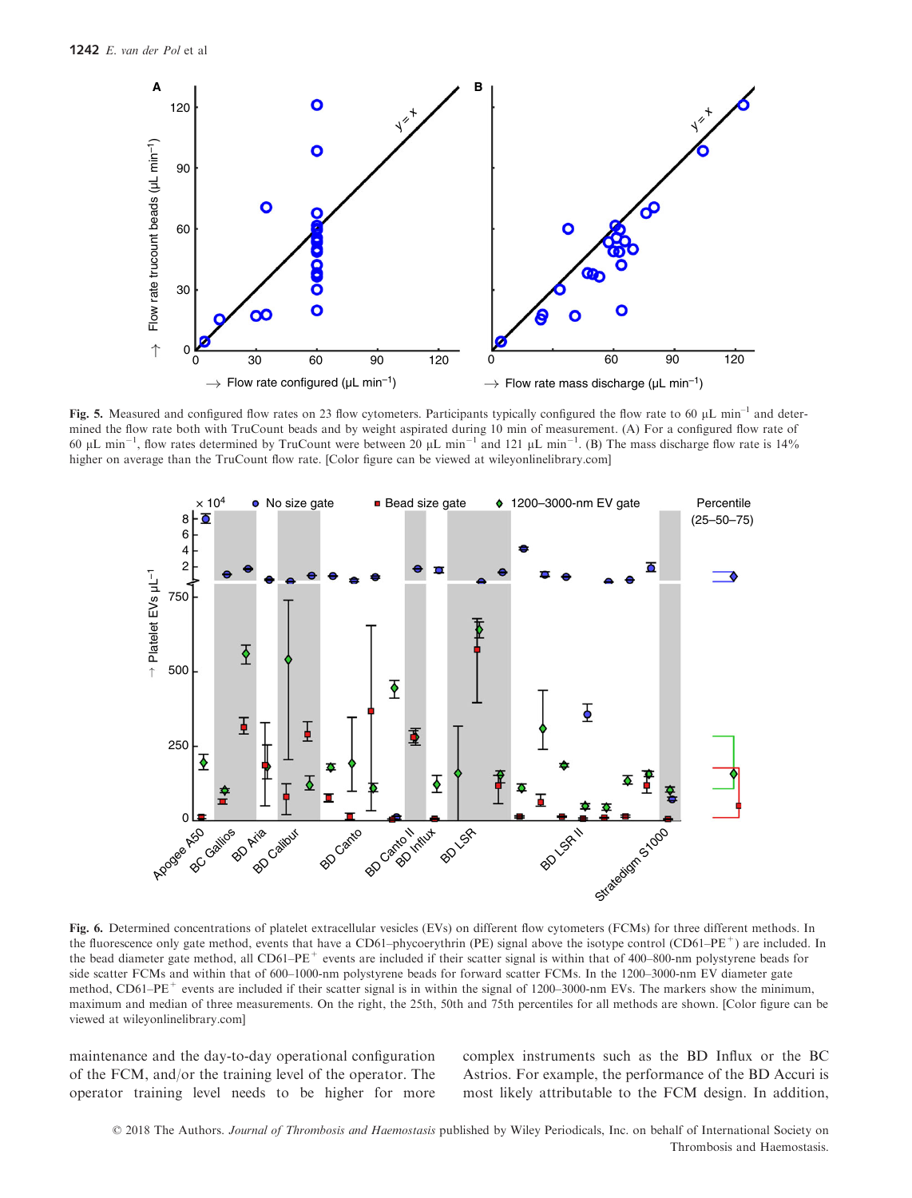Fig. 5. Measured and configured flow rates on 23 flow cytometers. Participants typically configured the flow rate to 60 μL min$^{-1}$ and determined the flow rate both with TruCount beads and by weight aspirated during 10 min of measurement. (A) For a configured flow rate of 60 μL min$^{-1}$, flow rates determined by TruCount were between 20 μL min$^{-1}$ and 121 μL min$^{-1}$. (B) The mass discharge flow rate is 14% higher on average than the TruCount flow rate. [Color figure can be viewed at wileyonlinelibrary.com]

Fig. 6. Determined concentrations of platelet extracellular vesicles (EVs) on different flow cytometers (FCMs) for three different methods. In the fluorescence only gate method, events that have a CD61–phycoerythrin (PE) signal above the isotype control (CD61–PE$^{+}$) are included. In the bead diameter gate method, all CD61–PE$^{+}$ events are included if their scatter signal is within that of 400–800-nm polystyrene beads for side scatter FCMs and within that of 600–1000-nm polystyrene beads for forward scatter FCMs. In the 1200–3000-nm EV diameter gate method, CD61–PE$^{+}$ events are included if their scatter signal is in within the signal of 1200–3000-nm EVs. The markers show the minimum, maximum and median of three measurements. On the right, the 25th, 50th and 75th percentiles for all methods are shown. [Color figure can be viewed at wileyonlinelibrary.com]

maintenance and the day-to-day operational configuration of the FCM, and/or the training level of the operator. The operator training level needs to be higher for more complex instruments such as the BD Influx or the BC Astrios. For example, the performance of the BD Accuri is most likely attributable to the FCM design. In addition,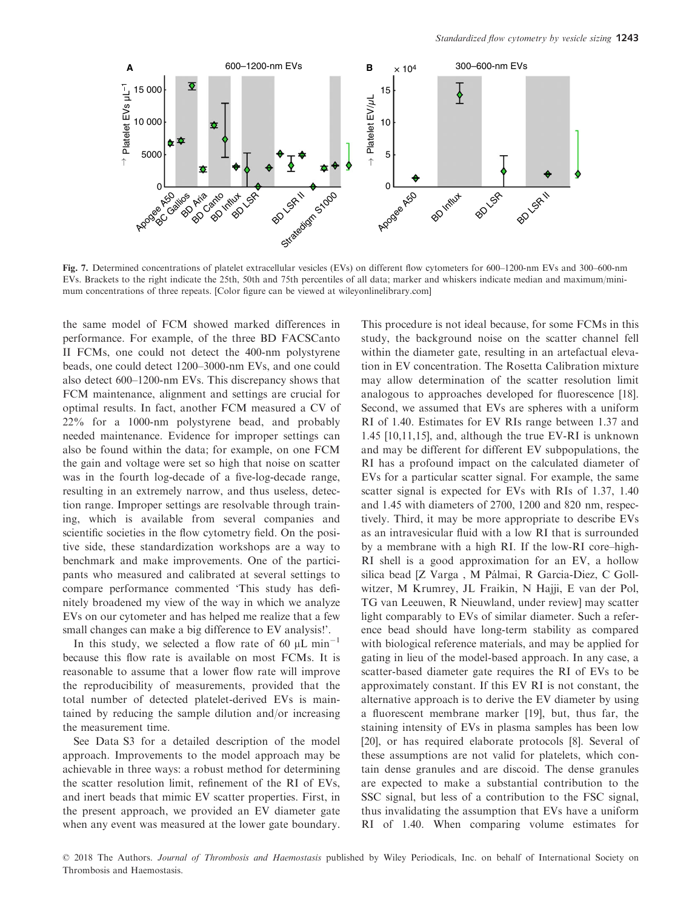Fig. 7. Determined concentrations of platelet extracellular vesicles (EVs) on different flow cytometers for 600–1200-nm EVs and 300–600-nm EVs. Brackets to the right indicate the 25th, 50th and 75th percentiles of all data; marker and whiskers indicate median and maximum/minimum concentrations of three repeats. [Color figure can be viewed at wileyonlinelibrary.com]

the same model of FCM showed marked differences in performance. For example, of the three BD FACSCanto II FCMs, one could not detect the 400-nm polystyrene beads, one could detect 1200–3000-nm EVs, and one could also detect 600–1200-nm EVs. This discrepancy shows that FCM maintenance, alignment and settings are crucial for optimal results. In fact, another FCM measured a CV of 22% for a 1000-nm polystyrene bead, and probably needed maintenance. Evidence for improper settings can also be found within the data; for example, on one FCM the gain and voltage were set so high that noise on scatter was in the fourth log-decade of a five-log-decade range, resulting in an extremely narrow, and thus useless, detection range. Improper settings are resolvable through training, which is available from several companies and scientific societies in the flow cytometry field. On the positive side, these standardization workshops are a way to benchmark and make improvements. One of the participants who measured and calibrated at several settings to compare performance commented 'This study has definitely broadened my view of the way in which we analyze EVs on our cytometer and has helped me realize that a few small changes can make a big difference to EV analysis!'.

In this study, we selected a flow rate of 60 μL min$^{-1}$ because this flow rate is available on most FCMs. It is reasonable to assume that a lower flow rate will improve the reproducibility of measurements, provided that the total number of detected platelet-derived EVs is maintained by reducing the sample dilution and/or increasing the measurement time.

See Data S3 for a detailed description of the model approach. Improvements to the model approach may be achievable in three ways: a robust method for determining the scatter resolution limit, refinement of the RI of EVs, and inert beads that mimic EV scatter properties. First, in the present approach, we provided an EV diameter gate when any event was measured at the lower gate boundary. This procedure is not ideal because, for some FCMs in this study, the background noise on the scatter channel fell within the diameter gate, resulting in an artefactual elevation in EV concentration. The Rosetta Calibration mixture may allow determination of the scatter resolution limit analogous to approaches developed for fluorescence [18]. Second, we assumed that EVs are spheres with a uniform RI of 1.40. Estimates for EV RIs range between 1.37 and 1.45 [10,11,15], and, although the true EV-RI is unknown and may be different for different EV subpopulations, the RI has a profound impact on the calculated diameter of EVs for a particular scatter signal. For example, the same scatter signal is expected for EVs with RIs of 1.37, 1.40 and 1.45 with diameters of 2700, 1200 and 820 nm, respectively. Third, it may be more appropriate to describe EVs as an intravesicular fluid with a low RI that is surrounded by a membrane with a high RI. If the low-RI core–high-RI shell is a good approximation for an EV, a hollow silica bead [Z Varga , M Pálmai, R Garcia-Diez, C Gollwitzer, M Krumrey, JL Fraikin, N Hajji, E van der Pol, TG van Leeuwen, R Nieuwland, under review] may scatter light comparably to EVs of similar diameter. Such a reference bead should have long-term stability as compared with biological reference materials, and may be applied for gating in lieu of the model-based approach. In any case, a scatter-based diameter gate requires the RI of EVs to be approximately constant. If this EV RI is not constant, the alternative approach is to derive the EV diameter by using a fluorescent membrane marker [19], but, thus far, the staining intensity of EVs in plasma samples has been low [20], or has required elaborate protocols [8]. Several of these assumptions are not valid for platelets, which contain dense granules and are discoid. The dense granules are expected to make a substantial contribution to the SSC signal, but less of a contribution to the FSC signal, thus invalidating the assumption that EVs have a uniform RI of 1.40. When comparing volume estimates for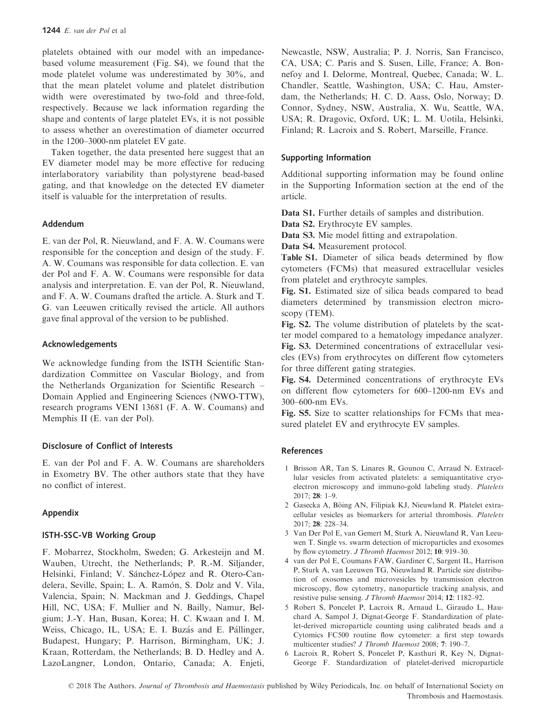platelets obtained with our model with an impedance-based volume measurement (Fig. S4), we found that the mode platelet volume was underestimated by 30%, and that the mean platelet volume and platelet distribution width were overestimated by two-fold and three-fold, respectively. Because we lack information regarding the shape and contents of large platelet EVs, it is not possible to assess whether an overestimation of diameter occurred in the 1200–3000-nm platelet EV gate.

Taken together, the data presented here suggest that an EV diameter model may be more effective for reducing interlaboratory variability than polystyrene bead-based gating, and that knowledge on the detected EV diameter itself is valuable for the interpretation of results.

## Addendum

E. van der Pol, R. Nieuwland, and F. A. W. Coumans were responsible for the conception and design of the study. F. A. W. Coumans was responsible for data collection. E. van der Pol and F. A. W. Coumans were responsible for data analysis and interpretation. E. van der Pol, R. Nieuwland, and F. A. W. Coumans drafted the article. A. Sturk and T. G. van Leeuwen critically revised the article. All authors gave final approval of the version to be published.

## Acknowledgements

We acknowledge funding from the ISTH Scientific Standardization Committee on Vascular Biology, and from the Netherlands Organization for Scientific Research – Domain Applied and Engineering Sciences (NWO-TTW), research programs VENI 13681 (F. A. W. Coumans) and Memphis II (E. van der Pol).

## Disclosure of Conflict of Interests

E. van der Pol and F. A. W. Coumans are shareholders in Exometry BV. The other authors state that they have no conflict of interest.

## Appendix

### ISTH-SSC-VB Working Group

F. Mobarrez, Stockholm, Sweden; G. Arkesteijn and M. Wauben, Utrecht, the Netherlands; P. R.-M. Siljander, Helsinki, Finland; V. Sánchez-López and R. Otero-Candelera, Seville, Spain; L. A. Ramón, S. Dolz and V. Vila, Valencia, Spain; N. Mackman and J. Geddings, Chapel Hill, NC, USA; F. Mullier and N. Bailly, Namur, Belgium; J.-Y. Han, Busan, Korea; H. C. Kwaan and I. M. Weiss, Chicago, IL, USA; E. I. Buzás and E. Pállinger, Budapest, Hungary; P. Harrison, Birmingham, UK; J. Kraan, Rotterdam, the Netherlands; B. D. Hedley and A. LazoLangner, London, Ontario, Canada; A. Enjeti, Newcastle, NSW, Australia; P. J. Norris, San Francisco, CA, USA; C. Paris and S. Susen, Lille, France; A. Bonnefoy and I. Delorme, Montreal, Quebec, Canada; W. L. Chandler, Seattle, Washington, USA; C. Hau, Amsterdam, the Netherlands; H. C. D. Aass, Oslo, Norway; D. Connor, Sydney, NSW, Australia, X. Wu, Seattle, WA, USA; R. Dragovic, Oxford, UK; L. M. Uotila, Helsinki, Finland; R. Lacroix and S. Robert, Marseille, France.

## Supporting Information

Additional supporting information may be found online in the Supporting Information section at the end of the article.

**Data S1.** Further details of samples and distribution.

**Data S2.** Erythrocyte EV samples.

**Data S3.** Mie model fitting and extrapolation.

**Data S4.** Measurement protocol.

**Table S1.** Diameter of silica beads determined by flow cytometers (FCMs) that measured extracellular vesicles from platelet and erythrocyte samples.

**Fig. S1.** Estimated size of silica beads compared to bead diameters determined by transmission electron microscopy (TEM).

**Fig. S2.** The volume distribution of platelets by the scatter model compared to a hematology impedance analyzer.

**Fig. S3.** Determined concentrations of extracellular vesicles (EVs) from erythrocytes on different flow cytometers for three different gating strategies.

**Fig. S4.** Determined concentrations of erythrocyte EVs on different flow cytometers for 600–1200-nm EVs and 300–600-nm EVs.

**Fig. S5.** Size to scatter relationships for FCMs that measured platelet EV and erythrocyte EV samples.

## References

1 Brisson AR, Tan S, Linares R, Gounou C, Arraud N. Extracellular vesicles from activated platelets: a semiquantitative cryo-electron microscopy and immuno-gold labeling study. *Platelets* 2017; **28**: 1–9.

2 Gasecka A, Böing AN, Filipiak KJ, Nieuwland R. Platelet extracellular vesicles as biomarkers for arterial thrombosis. *Platelets* 2017; **28**: 228–34.

3 Van Der Pol E, van Gemert M, Sturk A, Nieuwland R, Van Leeuwen T. Single vs. swarm detection of microparticles and exosomes by flow cytometry. *J Thromb Haemost* 2012; **10**: 919–30.

4 van der Pol E, Coumans FAW, Gardiner C, Sargent IL, Harrison P, Sturk A, van Leeuwen TG, Nieuwland R. Particle size distribution of exosomes and microvesicles by transmission electron microscopy, flow cytometry, nanoparticle tracking analysis, and resistive pulse sensing. *J Thromb Haemost* 2014; **12**: 1182–92.

5 Robert S, Poncelet P, Lacroix R, Arnaud L, Giraudo L, Hauchard A, Sampol J, Dignat-George F. Standardization of platelet-derived microparticle counting using calibrated beads and a Cytomics FC500 routine flow cytometer: a first step towards multicenter studies? *J Thromb Haemost* 2008; **7**: 190–7.

6 Lacroix R, Robert S, Poncelet P, Kasthuri R, Key N, Dignat-George F. Standardization of platelet-derived microparticle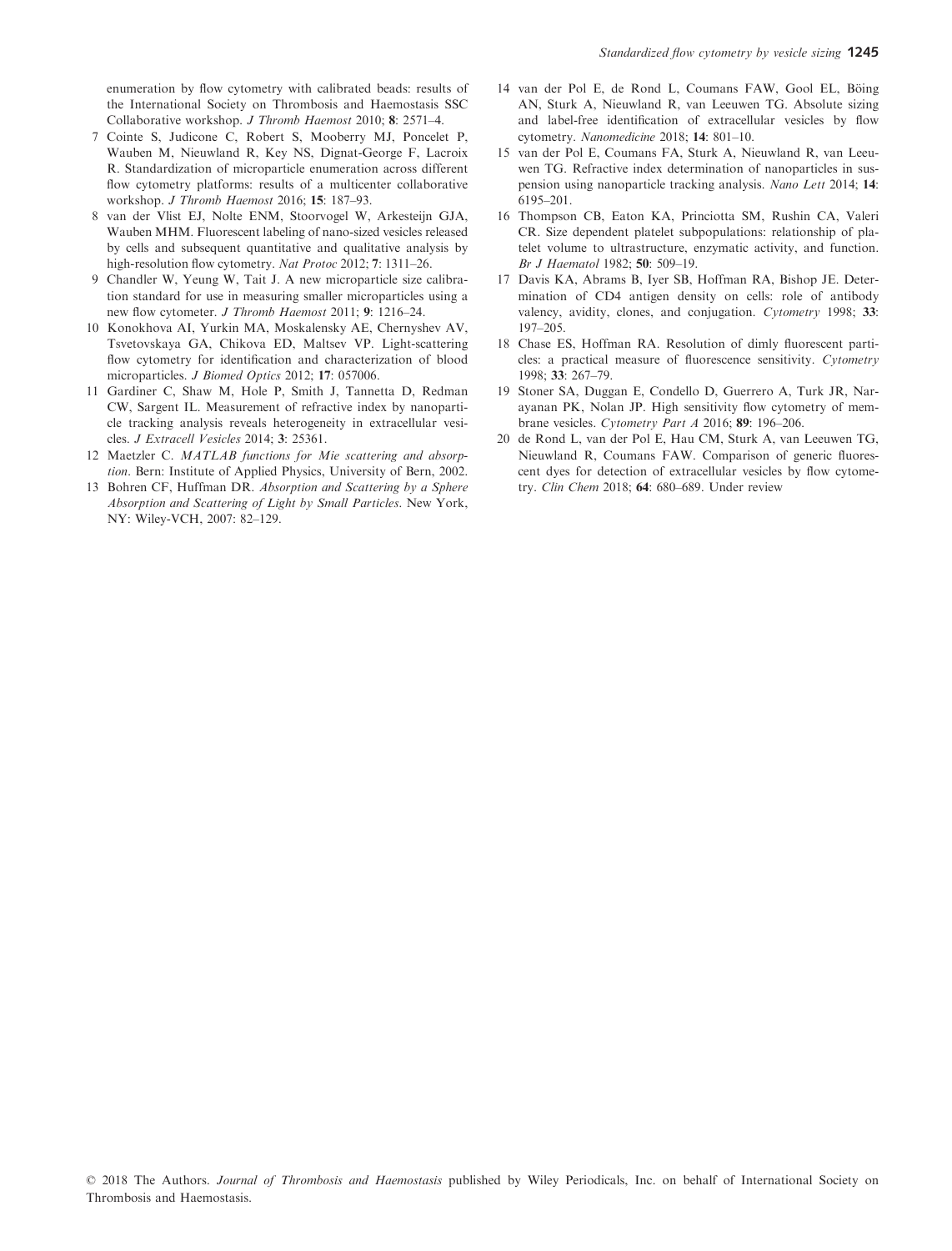enumeration by flow cytometry with calibrated beads: results of the International Society on Thrombosis and Haemostasis SSC Collaborative workshop. *J Thromb Haemost* 2010; **8**: 2571–4.

7 Cointe S, Judicone C, Robert S, Mooberry MJ, Poncelet P, Wauben M, Nieuwland R, Key NS, Dignat-George F, Lacroix R. Standardization of microparticle enumeration across different flow cytometry platforms: results of a multicenter collaborative workshop. *J Thromb Haemost* 2016; **15**: 187–93.

8 van der Vlist EJ, Nolte ENM, Stoorvogel W, Arkesteijn GJA, Wauben MHM. Fluorescent labeling of nano-sized vesicles released by cells and subsequent quantitative and qualitative analysis by high-resolution flow cytometry. *Nat Protoc* 2012; **7**: 1311–26.

9 Chandler W, Yeung W, Tait J. A new microparticle size calibration standard for use in measuring smaller microparticles using a new flow cytometer. *J Thromb Haemost* 2011; **9**: 1216–24.

10 Konokhova AI, Yurkin MA, Moskalensky AE, Chernyshev AV, Tsvetovskaya GA, Chikova ED, Maltsev VP. Light-scattering flow cytometry for identification and characterization of blood microparticles. *J Biomed Optics* 2012; **17**: 057006.

11 Gardiner C, Shaw M, Hole P, Smith J, Tannetta D, Redman CW, Sargent IL. Measurement of refractive index by nanoparticle tracking analysis reveals heterogeneity in extracellular vesicles. *J Extracell Vesicles* 2014; **3**: 25361.

12 Maetzler C. *MATLAB functions for Mie scattering and absorption*. Bern: Institute of Applied Physics, University of Bern, 2002.

13 Bohren CF, Huffman DR. *Absorption and Scattering by a Sphere Absorption and Scattering of Light by Small Particles*. New York, NY: Wiley-VCH, 2007: 82–129.

14 van der Pol E, de Rond L, Coumans FAW, Gool EL, Böing AN, Sturk A, Nieuwland R, van Leeuwen TG. Absolute sizing and label-free identification of extracellular vesicles by flow cytometry. *Nanomedicine* 2018; **14**: 801–10.

15 van der Pol E, Coumans FA, Sturk A, Nieuwland R, van Leeuwen TG. Refractive index determination of nanoparticles in suspension using nanoparticle tracking analysis. *Nano Lett* 2014; **14**: 6195–201.

16 Thompson CB, Eaton KA, Princiotta SM, Rushin CA, Valeri CR. Size dependent platelet subpopulations: relationship of platelet volume to ultrastructure, enzymatic activity, and function. *Br J Haematol* 1982; **50**: 509–19.

17 Davis KA, Abrams B, Iyer SB, Hoffman RA, Bishop JE. Determination of CD4 antigen density on cells: role of antibody valency, avidity, clones, and conjugation. *Cytometry* 1998; **33**: 197–205.

18 Chase ES, Hoffman RA. Resolution of dimly fluorescent particles: a practical measure of fluorescence sensitivity. *Cytometry* 1998; **33**: 267–79.

19 Stoner SA, Duggan E, Condello D, Guerrero A, Turk JR, Narayanan PK, Nolan JP. High sensitivity flow cytometry of membrane vesicles. *Cytometry Part A* 2016; **89**: 196–206.

20 de Rond L, van der Pol E, Hau CM, Sturk A, van Leeuwen TG, Nieuwland R, Coumans FAW. Comparison of generic fluorescent dyes for detection of extracellular vesicles by flow cytometry. *Clin Chem* 2018; **64**: 680–689. Under review

© 2018 The Authors. *Journal of Thrombosis and Haemostasis* published by Wiley Periodicals, Inc. on behalf of International Society on Thrombosis and Haemostasis.